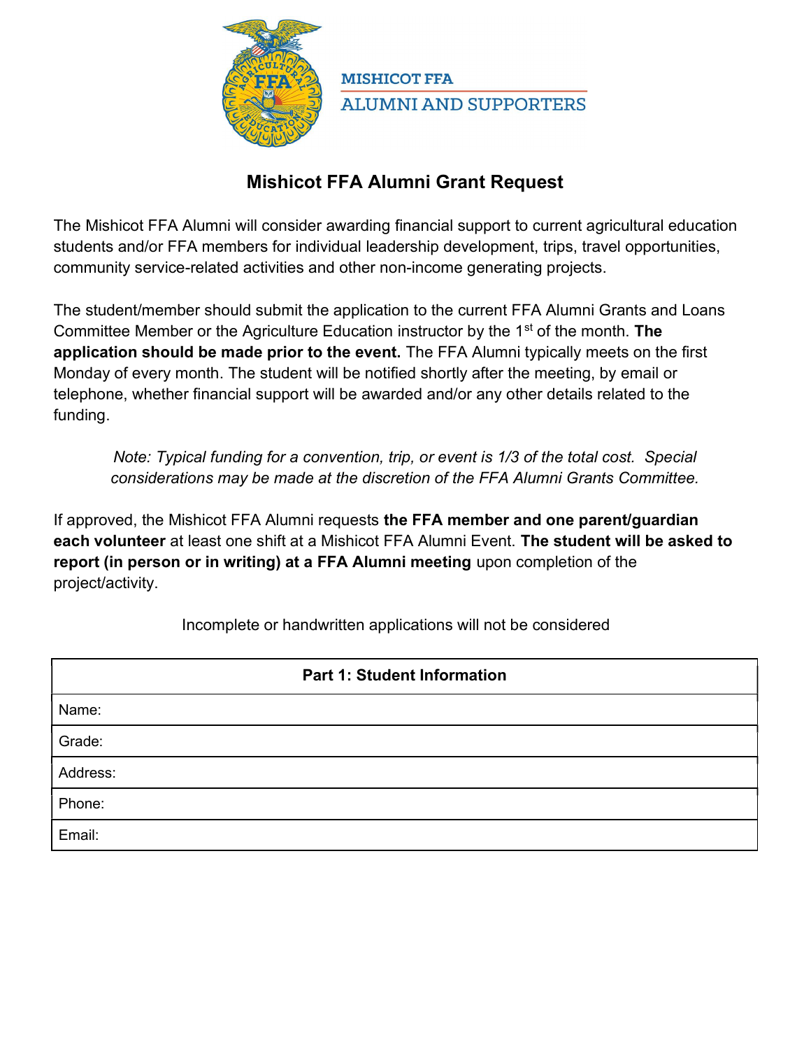MISHICOT FFA
ALUMNI AND SUPPORTERS

# Mishicot FFA Alumni Grant Request

The Mishicot FFA Alumni will consider awarding financial support to current agricultural education students and/or FFA members for individual leadership development, trips, travel opportunities, community service-related activities and other non-income generating projects.

The student/member should submit the application to the current FFA Alumni Grants and Loans Committee Member or the Agriculture Education instructor by the 1st of the month. **The application should be made prior to the event.** The FFA Alumni typically meets on the first Monday of every month. The student will be notified shortly after the meeting, by email or telephone, whether financial support will be awarded and/or any other details related to the funding.

*Note: Typical funding for a convention, trip, or event is 1/3 of the total cost. Special considerations may be made at the discretion of the FFA Alumni Grants Committee.*

If approved, the Mishicot FFA Alumni requests **the FFA member and one parent/guardian each volunteer** at least one shift at a Mishicot FFA Alumni Event. **The student will be asked to report (in person or in writing) at a FFA Alumni meeting** upon completion of the project/activity.

Incomplete or handwritten applications will not be considered

| **Part 1: Student Information** |
| --- |
| Name: |
| Grade: |
| Address: |
| Phone: |
| Email: |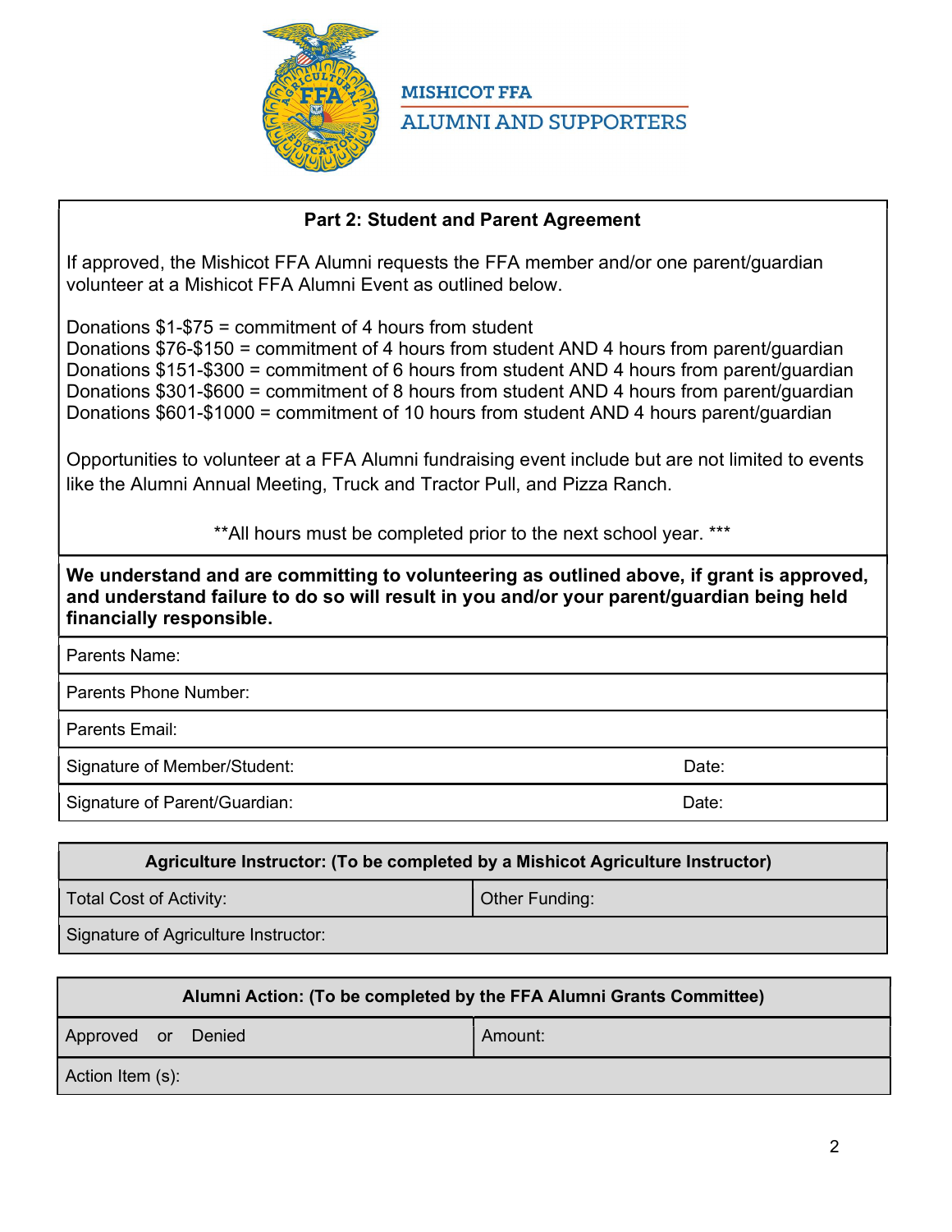MISHICOT FFA
ALUMNI AND SUPPORTERS

## Part 2: Student and Parent Agreement

If approved, the Mishicot FFA Alumni requests the FFA member and/or one parent/guardian volunteer at a Mishicot FFA Alumni Event as outlined below.

Donations $1-$75 = commitment of 4 hours from student
Donations $76-$150 = commitment of 4 hours from student AND 4 hours from parent/guardian
Donations $151-$300 = commitment of 6 hours from student AND 4 hours from parent/guardian
Donations $301-$600 = commitment of 8 hours from student AND 4 hours from parent/guardian
Donations $601-$1000 = commitment of 10 hours from student AND 4 hours parent/guardian

Opportunities to volunteer at a FFA Alumni fundraising event include but are not limited to events like the Alumni Annual Meeting, Truck and Tractor Pull, and Pizza Ranch.

**All hours must be completed prior to the next school year. ***

**We understand and are committing to volunteering as outlined above, if grant is approved, and understand failure to do so will result in you and/or your parent/guardian being held financially responsible.**

| | |
|---|---|
| Parents Name: | |
| Parents Phone Number: | |
| Parents Email: | |
| Signature of Member/Student: | Date: |
| Signature of Parent/Guardian: | Date: |

| **Agriculture Instructor: (To be completed by a Mishicot Agriculture Instructor)** | |
|---|---|
| Total Cost of Activity: | Other Funding: |
| Signature of Agriculture Instructor: | |

| **Alumni Action: (To be completed by the FFA Alumni Grants Committee)** | |
|---|---|
| Approved or Denied | Amount: |
| Action Item (s): | |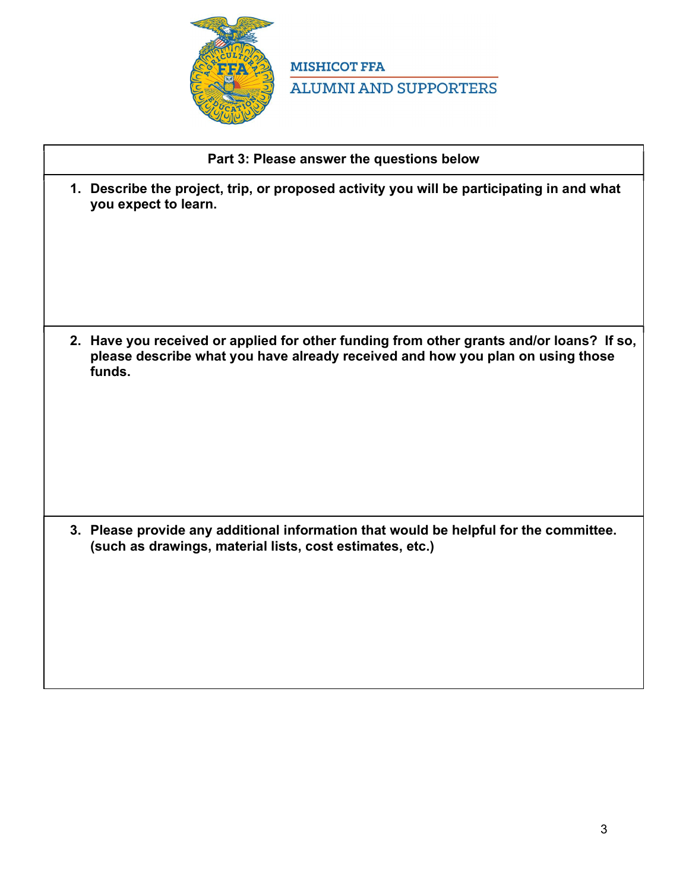MISHICOT FFA
ALUMNI AND SUPPORTERS

| Part 3: Please answer the questions below |
| --- |
| 1. **Describe the project, trip, or proposed activity you will be participating in and what you expect to learn.** |
| 2. **Have you received or applied for other funding from other grants and/or loans? If so, please describe what you have already received and how you plan on using those funds.** |
| 3. **Please provide any additional information that would be helpful for the committee. (such as drawings, material lists, cost estimates, etc.)** |